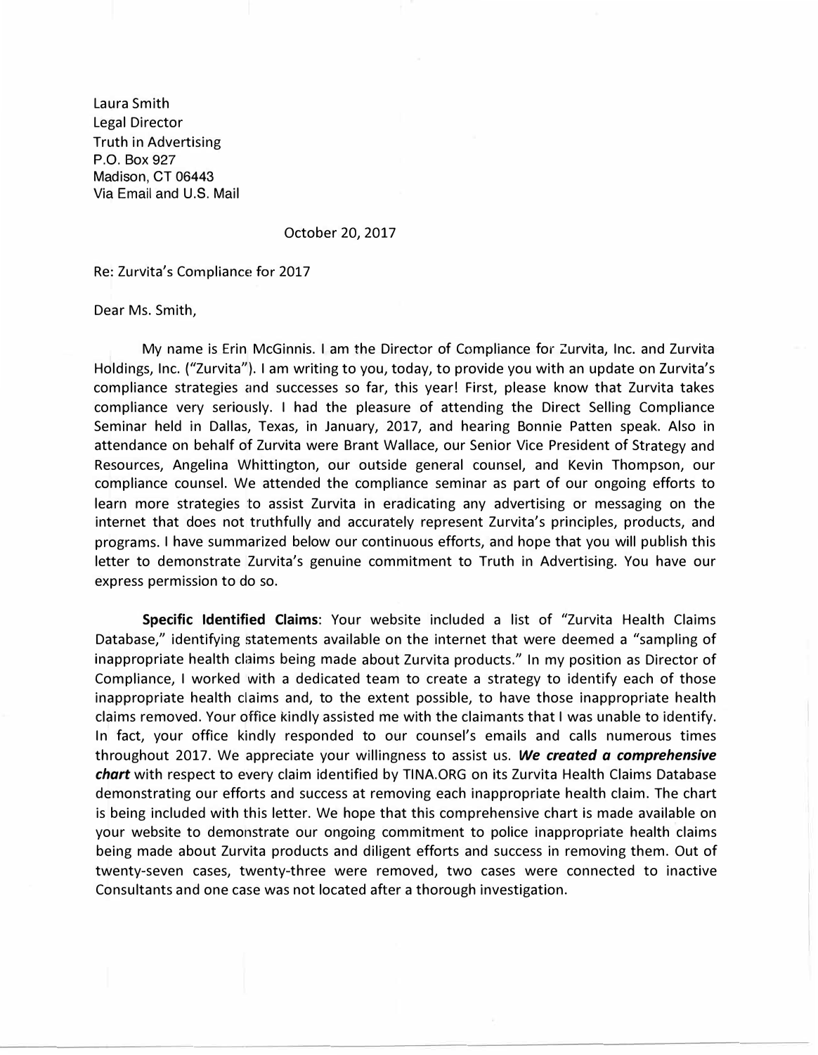Laura Smith
Legal Director
Truth in Advertising
P.O. Box 927
Madison, CT 06443
Via Email and U.S. Mail

October 20, 2017

Re: Zurvita's Compliance for 2017

Dear Ms. Smith,

My name is Erin McGinnis. I am the Director of Compliance for Zurvita, Inc. and Zurvita Holdings, Inc. ("Zurvita"). I am writing to you, today, to provide you with an update on Zurvita's compliance strategies and successes so far, this year! First, please know that Zurvita takes compliance very seriously. I had the pleasure of attending the Direct Selling Compliance Seminar held in Dallas, Texas, in January, 2017, and hearing Bonnie Patten speak. Also in attendance on behalf of Zurvita were Brant Wallace, our Senior Vice President of Strategy and Resources, Angelina Whittington, our outside general counsel, and Kevin Thompson, our compliance counsel. We attended the compliance seminar as part of our ongoing efforts to learn more strategies to assist Zurvita in eradicating any advertising or messaging on the internet that does not truthfully and accurately represent Zurvita's principles, products, and programs. I have summarized below our continuous efforts, and hope that you will publish this letter to demonstrate Zurvita's genuine commitment to Truth in Advertising. You have our express permission to do so.

**Specific Identified Claims**: Your website included a list of "Zurvita Health Claims Database," identifying statements available on the internet that were deemed a "sampling of inappropriate health claims being made about Zurvita products." In my position as Director of Compliance, I worked with a dedicated team to create a strategy to identify each of those inappropriate health claims and, to the extent possible, to have those inappropriate health claims removed. Your office kindly assisted me with the claimants that I was unable to identify. In fact, your office kindly responded to our counsel's emails and calls numerous times throughout 2017. We appreciate your willingness to assist us. ***We created a comprehensive chart*** with respect to every claim identified by TINA.ORG on its Zurvita Health Claims Database demonstrating our efforts and success at removing each inappropriate health claim. The chart is being included with this letter. We hope that this comprehensive chart is made available on your website to demonstrate our ongoing commitment to police inappropriate health claims being made about Zurvita products and diligent efforts and success in removing them. Out of twenty-seven cases, twenty-three were removed, two cases were connected to inactive Consultants and one case was not located after a thorough investigation.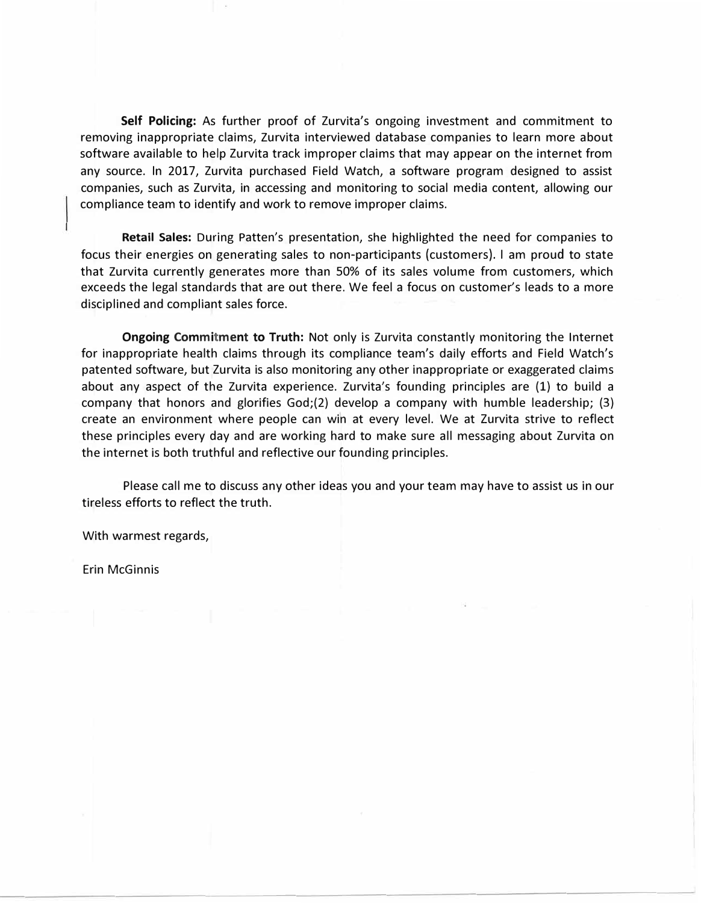**Self Policing:** As further proof of Zurvita's ongoing investment and commitment to removing inappropriate claims, Zurvita interviewed database companies to learn more about software available to help Zurvita track improper claims that may appear on the internet from any source. In 2017, Zurvita purchased Field Watch, a software program designed to assist companies, such as Zurvita, in accessing and monitoring to social media content, allowing our compliance team to identify and work to remove improper claims.

**Retail Sales:** During Patten's presentation, she highlighted the need for companies to focus their energies on generating sales to non-participants (customers). I am proud to state that Zurvita currently generates more than 50% of its sales volume from customers, which exceeds the legal standards that are out there. We feel a focus on customer's leads to a more disciplined and compliant sales force.

**Ongoing Commitment to Truth:** Not only is Zurvita constantly monitoring the Internet for inappropriate health claims through its compliance team's daily efforts and Field Watch's patented software, but Zurvita is also monitoring any other inappropriate or exaggerated claims about any aspect of the Zurvita experience. Zurvita's founding principles are (1) to build a company that honors and glorifies God;(2) develop a company with humble leadership; (3) create an environment where people can win at every level. We at Zurvita strive to reflect these principles every day and are working hard to make sure all messaging about Zurvita on the internet is both truthful and reflective our founding principles.

Please call me to discuss any other ideas you and your team may have to assist us in our tireless efforts to reflect the truth.

With warmest regards,

Erin McGinnis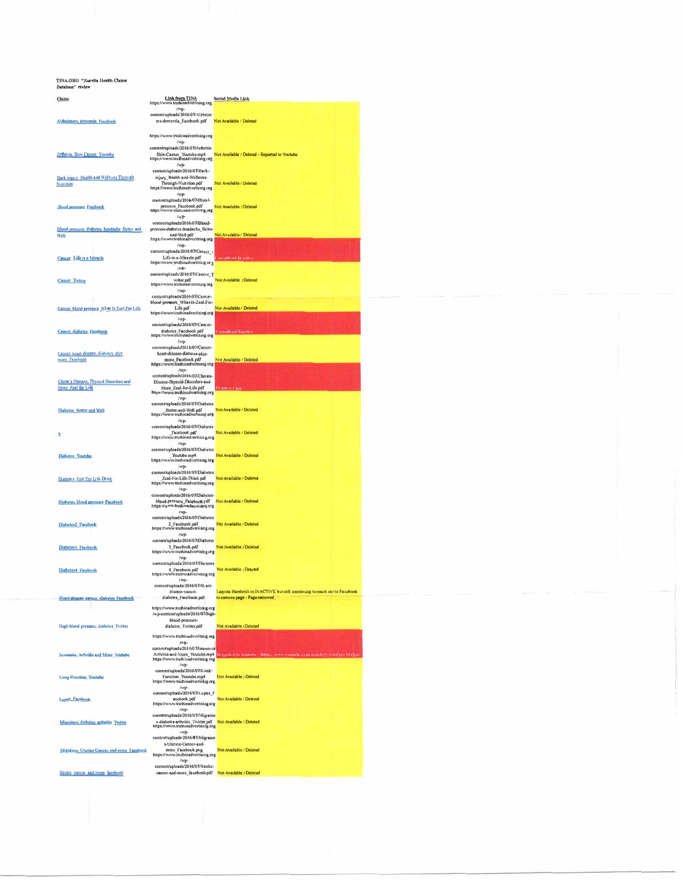TINA.ORG "Zurvita Health Claims Database" review

| Claim | Link from TINA | Social Media Link |
| --- | --- | --- |
| Alzheimers, dementia Facebook | https://www.truthinadvertising.org/wp-content/uploads/2016/07/Alzheimers-dementia_Facebook.pdf | Not Available / Deleted |
| Arthritis, Skin Cancer Youtube | https://www.truthinadvertising.org/wp-content/uploads/2016/07/Arthritis-Skin-Cancer_Youtube.mp4 | Not Available / Deleted - Reported to Youtube |
| Back injury Health and Wellness Through Nutrition | https://www.truthinadvertising.org/wp-content/uploads/2016/07/Back-injury_Health-and-Wellness-Through-Nutrition.pdf | Not Available / Deleted |
| Blood pressure Facebook | https://www.truthinadvertising.org/wp-content/uploads/2016/07/Blood-pressure_Facebook.pdf | Not Available / Deleted |
| Blood pressure, diabetes, headache Better and Well | https://www.truthinadvertising.org/wp-content/uploads/2016/07/Blood-pressure-diabetes-headache_Better-and-Well.pdf | Not Available / Deleted |
| Cancer Life is a Miracle | https://www.truthinadvertising.org/wp-content/uploads/2016/07/Cancer_-Life-is-a-Miracle.pdf | Consultant Inactive |
| Cancer Twitter | https://www.truthinadvertising.org/wp-content/uploads/2016/07/Cancer_Twitter.pdf | Not Available / Deleted |
| Cancer, blood pressure What Is Zeal For Life | https://www.truthinadvertising.org/wp-content/uploads/2016/07/Cancer-blood-pressure_What-Is-Zeal-For-Life.pdf | Not Available / Deleted |
| Cancer, diabetes Facebook | https://www.truthinadvertising.org/wp-content/uploads/2016/07/Cancer-diabetes_Facebook.pdf | Consultant Inactive |
| Cancer, heart disease, diabetes, plus more Facebook | https://www.truthinadvertising.org/wp-content/uploads/2016/07/Cancer-heart-disease-diabetes-plus-more_Facebook.pdf | Not Available / Deleted |
| Chron's Disease, Thyroid Disorders and More Zeal for Life | https://www.truthinadvertising.org/wp-content/uploads/2016/07/Chrons-Disease-Thyroid-Disorders-and-More_Zeal-for-Life.pdf | Request Link |
| Diabetes Better and Well | https://www.truthinadvertising.org/wp-content/uploads/2016/07/Diabetes_Better-and-Well.pdf | Not Available / Deleted |
| Y | https://www.truthinadvertising.org/wp-content/uploads/2016/07/Diabetes_Facebook.pdf | Not Available / Deleted |
| Diabetes Youtube | https://www.truthinadvertising.org/wp-content/uploads/2016/07/Diabetes_Youtube.mp4 | Not Available / Deleted |
| Diabetes Zeal For Life Drink | https://www.truthinadvertising.org/wp-content/uploads/2016/07/Diabetes_Zeal-For-Life-Drink.pdf | Not Available / Deleted |
| Diabetes, blood pressure Facebook | https://www.truthinadvertising.org/wp-content/uploads/2016/07/Diabetes-blood-pressure_Facebook.pdf | Not Available / Deleted |
| Diabetes2 Facebook | https://www.truthinadvertising.org/wp-content/uploads/2016/07/Diabetes2_Facebook.pdf | Not Available / Deleted |
| Diabetes3 Facebook | https://www.truthinadvertising.org/wp-content/uploads/2016/07/Diabetes3_Facebook.pdf | Not Available / Deleted |
| Diabetes4 Facebook | https://www.truthinadvertising.org/wp-content/uploads/2016/07/Diabetes4_Facebook.pdf | Not Available / Deleted |
| Heart disease, cancer, diabetes Facebook | https://www.truthinadvertising.org/wp-content/uploads/2016/07/Heart-disease-cancer-diabetes_Facebook.pdf | Laquita Hambrick is INACTIVE but still continuing to reach out to Facebook to remove page - Page removed |
| High blood pressure, diabetes Twitter | https://www.truthinadvertising.org/wp-content/uploads/2016/07/High-blood-pressure-diabetes_Twitter.pdf | Not Available / Deleted |
| Insomnia, Arthritis and More Youtube | https://www.truthinadvertising.org/wp-content/uploads/2016/07/Insomnia-Arthritis-and-More_Youtube.mp4 | Reported to Youtube - https://www.youtube.com/watch?v=6oZykNtXxc |
| Lung Function Youtube | https://www.truthinadvertising.org/wp-content/uploads/2016/07/Lung-Function_Youtube.mp4 | Not Available / Deleted |
| Lupus Facebook | https://www.truthinadvertising.org/wp-content/uploads/2016/07/Lupus_Facebook.pdf | Not Available / Deleted |
| Migraines, diabetes, arthritis Twitter | https://www.truthinadvertising.org/wp-content/uploads/2016/07/Migraines-diabetes-arthritis_Twitter.pdf | Not Available / Deleted |
| Migraines, Uterine Cancer, and more Facebook | https://www.truthinadvertising.org/wp-content/uploads/2016/07/Migraines-Uterine-Cancer-and-more_Facebook.png | Not Available / Deleted |
| Stroke cancer and more facebook | https://www.truthinadvertising.org/wp-content/uploads/2016/07/Stroke-cancer-and-more_facebook.pdf | Not Available / Deleted |